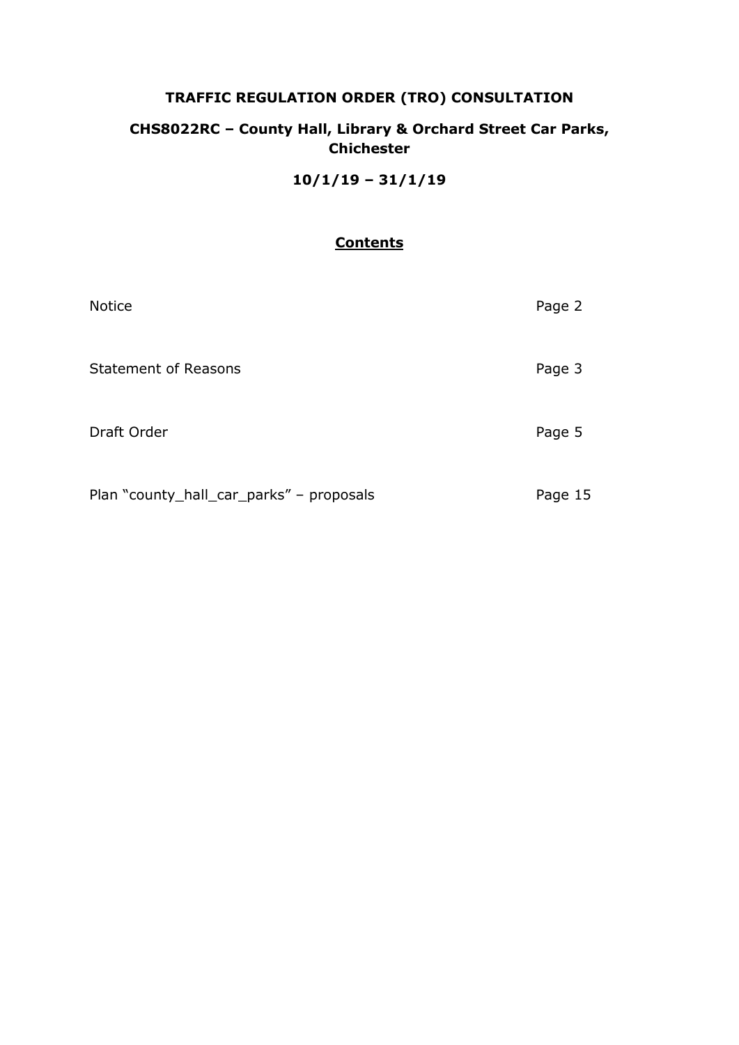# TRAFFIC REGULATION ORDER (TRO) CONSULTATION

## CHS8022RC – County Hall, Library & Orchard Street Car Parks, Chichester

## 10/1/19 – 31/1/19

### Contents

| | |
|---|---|
| Notice | Page 2 |
| Statement of Reasons | Page 3 |
| Draft Order | Page 5 |
| Plan "county_hall_car_parks" – proposals | Page 15 |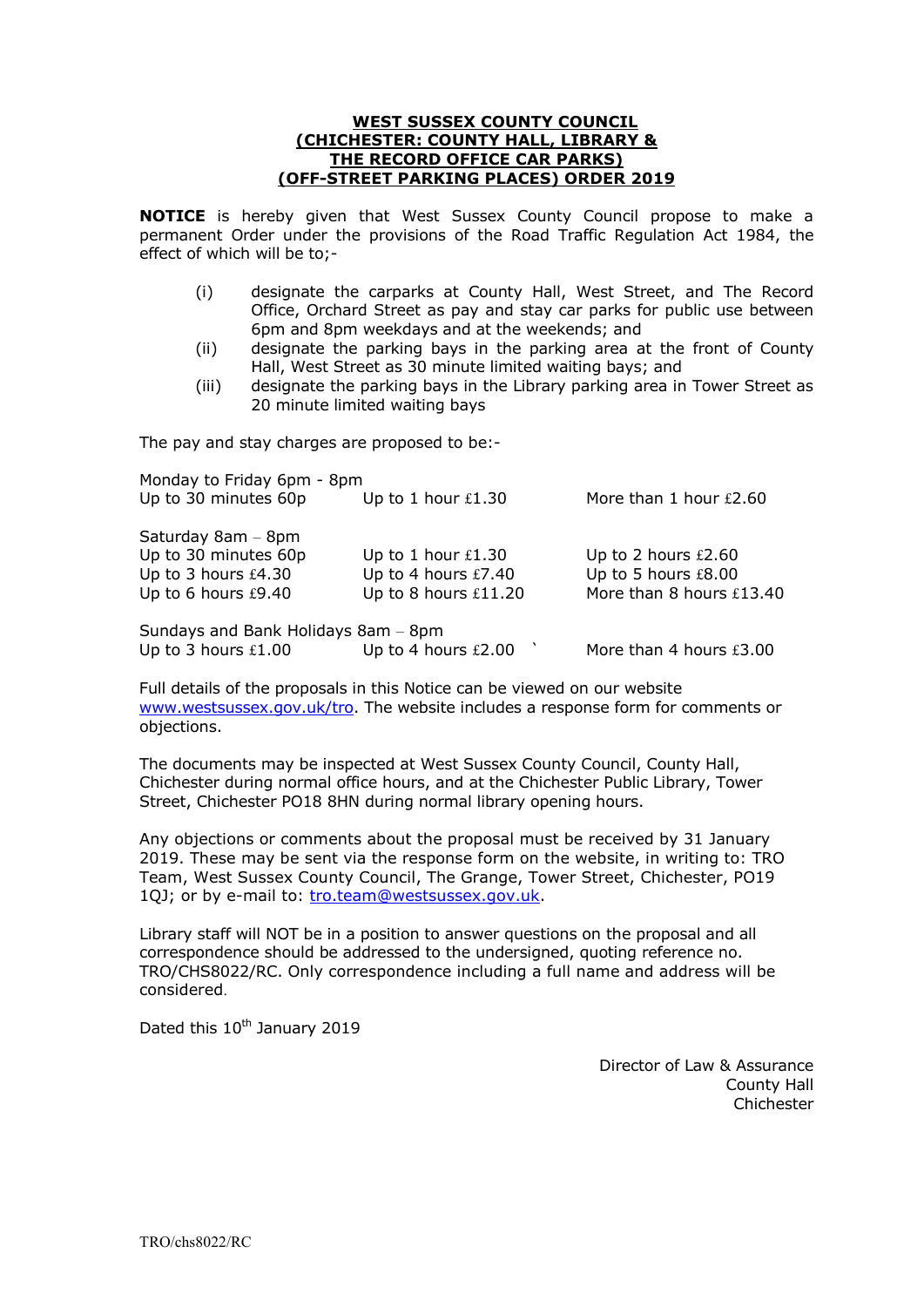**WEST SUSSEX COUNTY COUNCIL**
**(CHICHESTER: COUNTY HALL, LIBRARY &**
**THE RECORD OFFICE CAR PARKS)**
**(OFF-STREET PARKING PLACES) ORDER 2019**

**NOTICE** is hereby given that West Sussex County Council propose to make a permanent Order under the provisions of the Road Traffic Regulation Act 1984, the effect of which will be to;-

(i) designate the carparks at County Hall, West Street, and The Record Office, Orchard Street as pay and stay car parks for public use between 6pm and 8pm weekdays and at the weekends; and

(ii) designate the parking bays in the parking area at the front of County Hall, West Street as 30 minute limited waiting bays; and

(iii) designate the parking bays in the Library parking area in Tower Street as 20 minute limited waiting bays

The pay and stay charges are proposed to be:-

Monday to Friday 6pm - 8pm

| | | |
|---|---|---|
| Up to 30 minutes 60p | Up to 1 hour £1.30 | More than 1 hour £2.60 |

Saturday 8am – 8pm

| | | |
|---|---|---|
| Up to 30 minutes 60p | Up to 1 hour £1.30 | Up to 2 hours £2.60 |
| Up to 3 hours £4.30 | Up to 4 hours £7.40 | Up to 5 hours £8.00 |
| Up to 6 hours £9.40 | Up to 8 hours £11.20 | More than 8 hours £13.40 |

Sundays and Bank Holidays 8am – 8pm

| | | |
|---|---|---|
| Up to 3 hours £1.00 | Up to 4 hours £2.00 | More than 4 hours £3.00 |

Full details of the proposals in this Notice can be viewed on our website www.westsussex.gov.uk/tro. The website includes a response form for comments or objections.

The documents may be inspected at West Sussex County Council, County Hall, Chichester during normal office hours, and at the Chichester Public Library, Tower Street, Chichester PO18 8HN during normal library opening hours.

Any objections or comments about the proposal must be received by 31 January 2019. These may be sent via the response form on the website, in writing to: TRO Team, West Sussex County Council, The Grange, Tower Street, Chichester, PO19 1QJ; or by e-mail to: tro.team@westsussex.gov.uk.

Library staff will NOT be in a position to answer questions on the proposal and all correspondence should be addressed to the undersigned, quoting reference no. TRO/CHS8022/RC. Only correspondence including a full name and address will be considered.

Dated this 10th January 2019

Director of Law & Assurance
County Hall
Chichester

TRO/chs8022/RC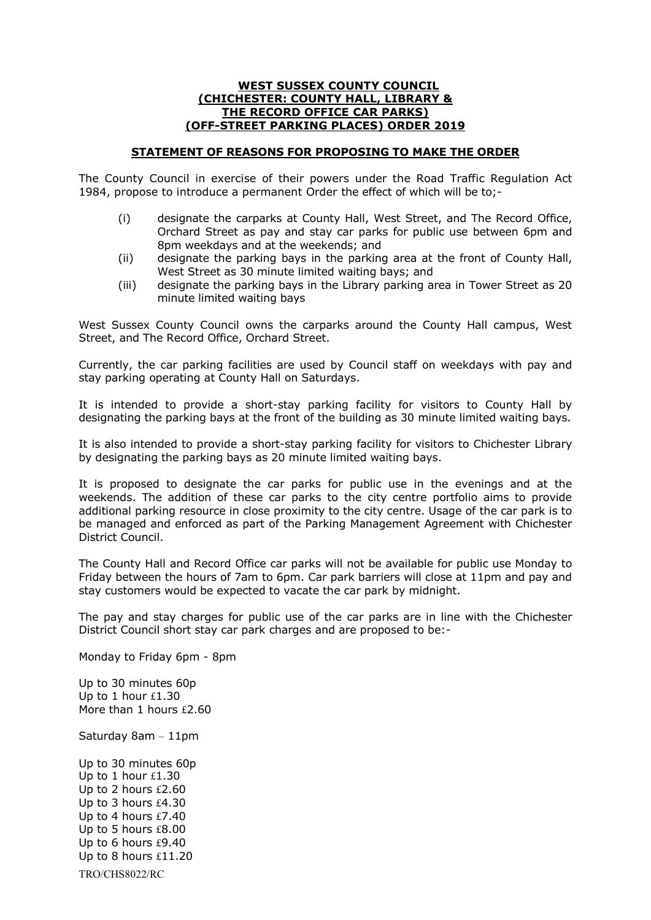**WEST SUSSEX COUNTY COUNCIL**
**(CHICHESTER: COUNTY HALL, LIBRARY &**
**THE RECORD OFFICE CAR PARKS)**
**(OFF-STREET PARKING PLACES) ORDER 2019**

**STATEMENT OF REASONS FOR PROPOSING TO MAKE THE ORDER**

The County Council in exercise of their powers under the Road Traffic Regulation Act 1984, propose to introduce a permanent Order the effect of which will be to;-

(i) designate the carparks at County Hall, West Street, and The Record Office, Orchard Street as pay and stay car parks for public use between 6pm and 8pm weekdays and at the weekends; and
(ii) designate the parking bays in the parking area at the front of County Hall, West Street as 30 minute limited waiting bays; and
(iii) designate the parking bays in the Library parking area in Tower Street as 20 minute limited waiting bays

West Sussex County Council owns the carparks around the County Hall campus, West Street, and The Record Office, Orchard Street.

Currently, the car parking facilities are used by Council staff on weekdays with pay and stay parking operating at County Hall on Saturdays.

It is intended to provide a short-stay parking facility for visitors to County Hall by designating the parking bays at the front of the building as 30 minute limited waiting bays.

It is also intended to provide a short-stay parking facility for visitors to Chichester Library by designating the parking bays as 20 minute limited waiting bays.

It is proposed to designate the car parks for public use in the evenings and at the weekends. The addition of these car parks to the city centre portfolio aims to provide additional parking resource in close proximity to the city centre. Usage of the car park is to be managed and enforced as part of the Parking Management Agreement with Chichester District Council.

The County Hall and Record Office car parks will not be available for public use Monday to Friday between the hours of 7am to 6pm. Car park barriers will close at 11pm and pay and stay customers would be expected to vacate the car park by midnight.

The pay and stay charges for public use of the car parks are in line with the Chichester District Council short stay car park charges and are proposed to be:-

Monday to Friday 6pm - 8pm

Up to 30 minutes 60p
Up to 1 hour £1.30
More than 1 hours £2.60

Saturday 8am – 11pm

Up to 30 minutes 60p
Up to 1 hour £1.30
Up to 2 hours £2.60
Up to 3 hours £4.30
Up to 4 hours £7.40
Up to 5 hours £8.00
Up to 6 hours £9.40
Up to 8 hours £11.20

TRO/CHS8022/RC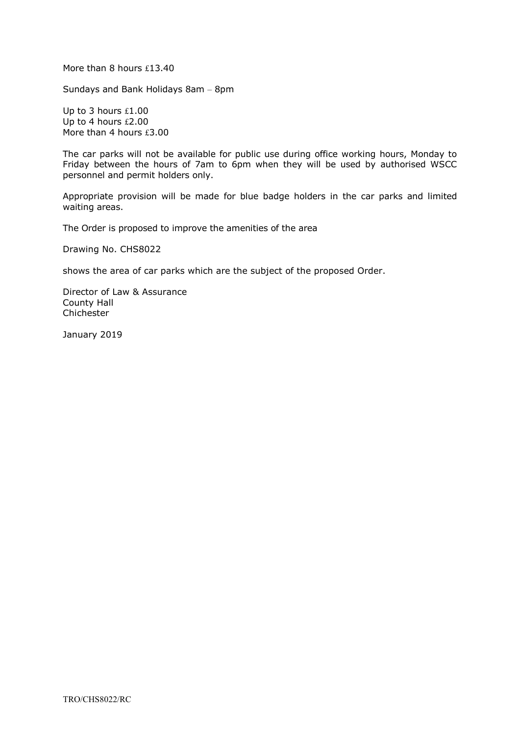More than 8 hours £13.40

Sundays and Bank Holidays 8am – 8pm

Up to 3 hours £1.00
Up to 4 hours £2.00
More than 4 hours £3.00

The car parks will not be available for public use during office working hours, Monday to Friday between the hours of 7am to 6pm when they will be used by authorised WSCC personnel and permit holders only.

Appropriate provision will be made for blue badge holders in the car parks and limited waiting areas.

The Order is proposed to improve the amenities of the area

Drawing No. CHS8022

shows the area of car parks which are the subject of the proposed Order.

Director of Law & Assurance
County Hall
Chichester

January 2019

TRO/CHS8022/RC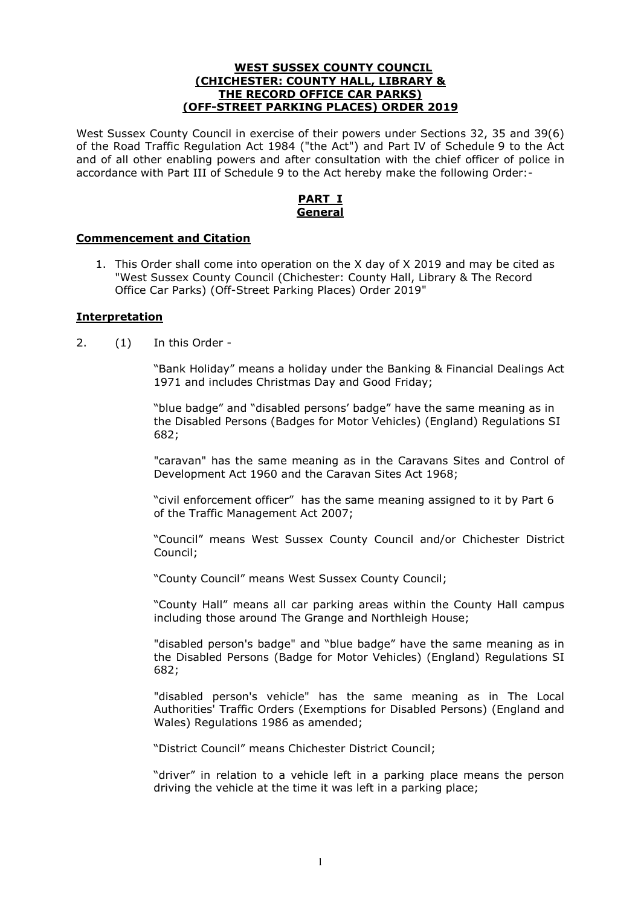# WEST SUSSEX COUNTY COUNCIL
# (CHICHESTER: COUNTY HALL, LIBRARY & THE RECORD OFFICE CAR PARKS)
# (OFF-STREET PARKING PLACES) ORDER 2019

West Sussex County Council in exercise of their powers under Sections 32, 35 and 39(6) of the Road Traffic Regulation Act 1984 ("the Act") and Part IV of Schedule 9 to the Act and of all other enabling powers and after consultation with the chief officer of police in accordance with Part III of Schedule 9 to the Act hereby make the following Order:-

## PART I
## General

### Commencement and Citation

1. This Order shall come into operation on the X day of X 2019 and may be cited as "West Sussex County Council (Chichester: County Hall, Library & The Record Office Car Parks) (Off-Street Parking Places) Order 2019"

### Interpretation

2. (1) In this Order -

"Bank Holiday" means a holiday under the Banking & Financial Dealings Act 1971 and includes Christmas Day and Good Friday;

"blue badge" and "disabled persons' badge" have the same meaning as in the Disabled Persons (Badges for Motor Vehicles) (England) Regulations SI 682;

"caravan" has the same meaning as in the Caravans Sites and Control of Development Act 1960 and the Caravan Sites Act 1968;

"civil enforcement officer" has the same meaning assigned to it by Part 6 of the Traffic Management Act 2007;

"Council" means West Sussex County Council and/or Chichester District Council;

"County Council" means West Sussex County Council;

"County Hall" means all car parking areas within the County Hall campus including those around The Grange and Northleigh House;

"disabled person's badge" and "blue badge" have the same meaning as in the Disabled Persons (Badge for Motor Vehicles) (England) Regulations SI 682;

"disabled person's vehicle" has the same meaning as in The Local Authorities' Traffic Orders (Exemptions for Disabled Persons) (England and Wales) Regulations 1986 as amended;

"District Council" means Chichester District Council;

"driver" in relation to a vehicle left in a parking place means the person driving the vehicle at the time it was left in a parking place;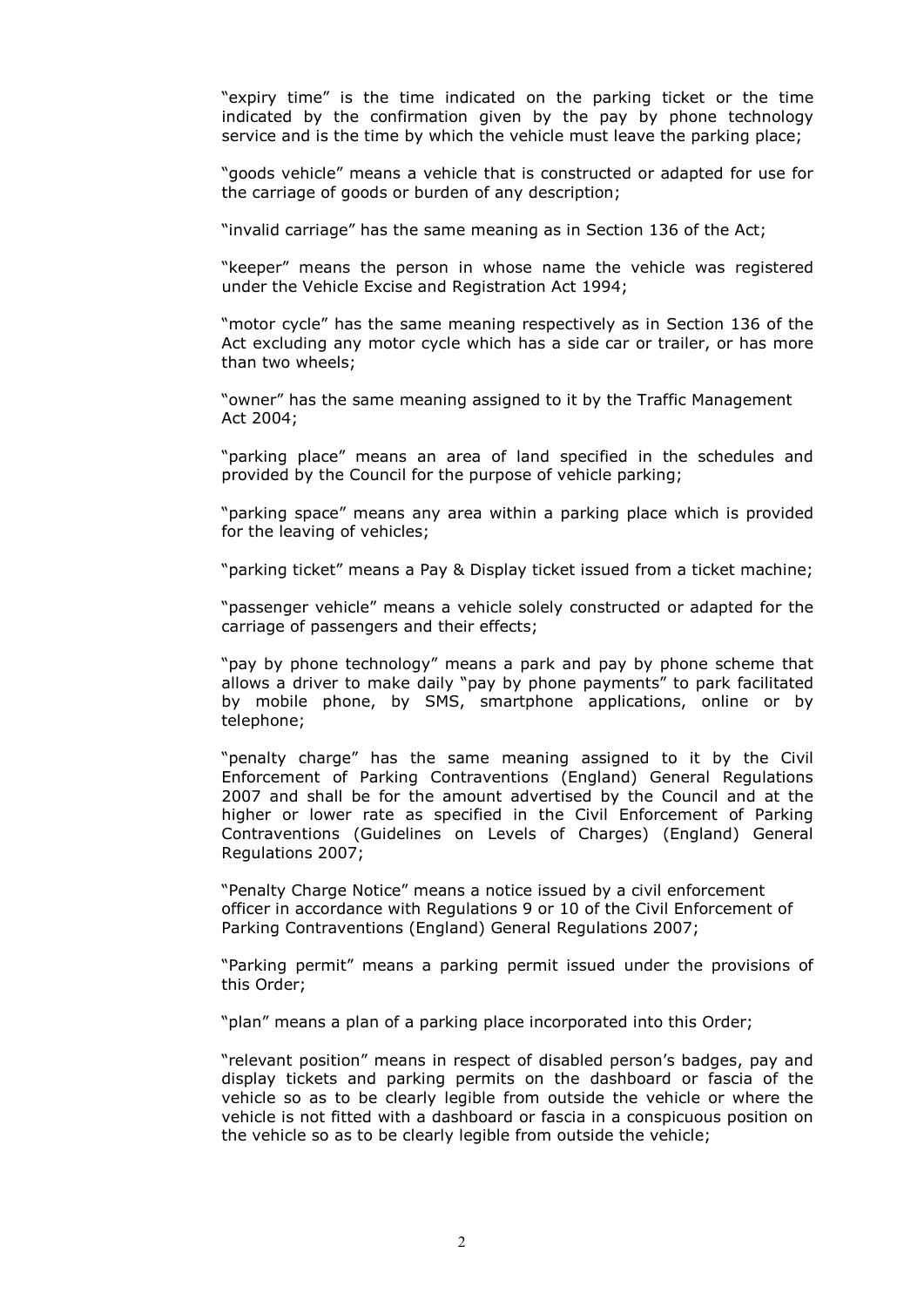"expiry time" is the time indicated on the parking ticket or the time indicated by the confirmation given by the pay by phone technology service and is the time by which the vehicle must leave the parking place;

"goods vehicle" means a vehicle that is constructed or adapted for use for the carriage of goods or burden of any description;

"invalid carriage" has the same meaning as in Section 136 of the Act;

"keeper" means the person in whose name the vehicle was registered under the Vehicle Excise and Registration Act 1994;

"motor cycle" has the same meaning respectively as in Section 136 of the Act excluding any motor cycle which has a side car or trailer, or has more than two wheels;

"owner" has the same meaning assigned to it by the Traffic Management Act 2004;

"parking place" means an area of land specified in the schedules and provided by the Council for the purpose of vehicle parking;

"parking space" means any area within a parking place which is provided for the leaving of vehicles;

"parking ticket" means a Pay & Display ticket issued from a ticket machine;

"passenger vehicle" means a vehicle solely constructed or adapted for the carriage of passengers and their effects;

"pay by phone technology" means a park and pay by phone scheme that allows a driver to make daily "pay by phone payments" to park facilitated by mobile phone, by SMS, smartphone applications, online or by telephone;

"penalty charge" has the same meaning assigned to it by the Civil Enforcement of Parking Contraventions (England) General Regulations 2007 and shall be for the amount advertised by the Council and at the higher or lower rate as specified in the Civil Enforcement of Parking Contraventions (Guidelines on Levels of Charges) (England) General Regulations 2007;

"Penalty Charge Notice" means a notice issued by a civil enforcement officer in accordance with Regulations 9 or 10 of the Civil Enforcement of Parking Contraventions (England) General Regulations 2007;

"Parking permit" means a parking permit issued under the provisions of this Order;

"plan" means a plan of a parking place incorporated into this Order;

"relevant position" means in respect of disabled person's badges, pay and display tickets and parking permits on the dashboard or fascia of the vehicle so as to be clearly legible from outside the vehicle or where the vehicle is not fitted with a dashboard or fascia in a conspicuous position on the vehicle so as to be clearly legible from outside the vehicle;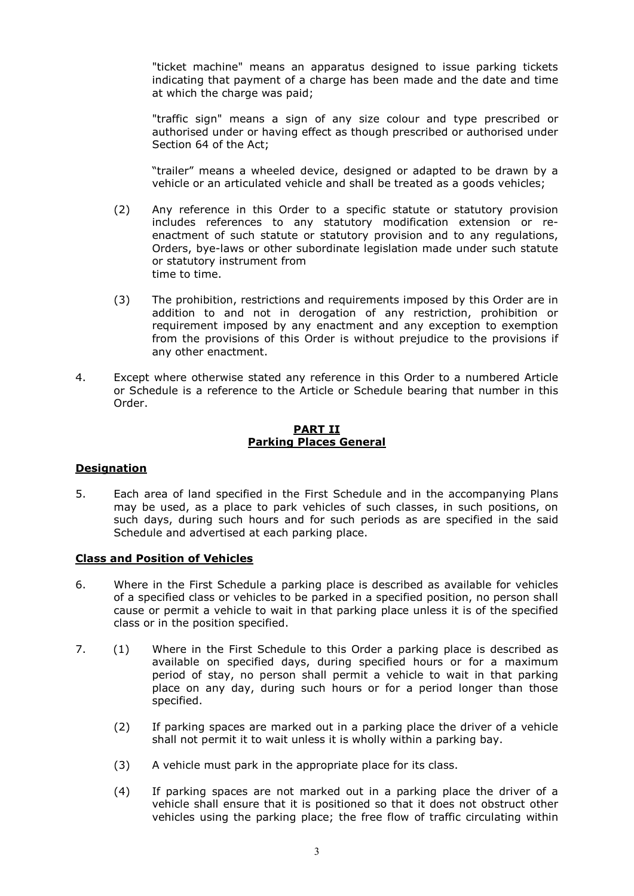"ticket machine" means an apparatus designed to issue parking tickets indicating that payment of a charge has been made and the date and time at which the charge was paid;

"traffic sign" means a sign of any size colour and type prescribed or authorised under or having effect as though prescribed or authorised under Section 64 of the Act;

"trailer" means a wheeled device, designed or adapted to be drawn by a vehicle or an articulated vehicle and shall be treated as a goods vehicles;

(2) Any reference in this Order to a specific statute or statutory provision includes references to any statutory modification extension or re-enactment of such statute or statutory provision and to any regulations, Orders, bye-laws or other subordinate legislation made under such statute or statutory instrument from time to time.

(3) The prohibition, restrictions and requirements imposed by this Order are in addition to and not in derogation of any restriction, prohibition or requirement imposed by any enactment and any exception to exemption from the provisions of this Order is without prejudice to the provisions if any other enactment.

4. Except where otherwise stated any reference in this Order to a numbered Article or Schedule is a reference to the Article or Schedule bearing that number in this Order.

## PART II
## Parking Places General

**Designation**

5. Each area of land specified in the First Schedule and in the accompanying Plans may be used, as a place to park vehicles of such classes, in such positions, on such days, during such hours and for such periods as are specified in the said Schedule and advertised at each parking place.

**Class and Position of Vehicles**

6. Where in the First Schedule a parking place is described as available for vehicles of a specified class or vehicles to be parked in a specified position, no person shall cause or permit a vehicle to wait in that parking place unless it is of the specified class or in the position specified.

7. (1) Where in the First Schedule to this Order a parking place is described as available on specified days, during specified hours or for a maximum period of stay, no person shall permit a vehicle to wait in that parking place on any day, during such hours or for a period longer than those specified.

(2) If parking spaces are marked out in a parking place the driver of a vehicle shall not permit it to wait unless it is wholly within a parking bay.

(3) A vehicle must park in the appropriate place for its class.

(4) If parking spaces are not marked out in a parking place the driver of a vehicle shall ensure that it is positioned so that it does not obstruct other vehicles using the parking place; the free flow of traffic circulating within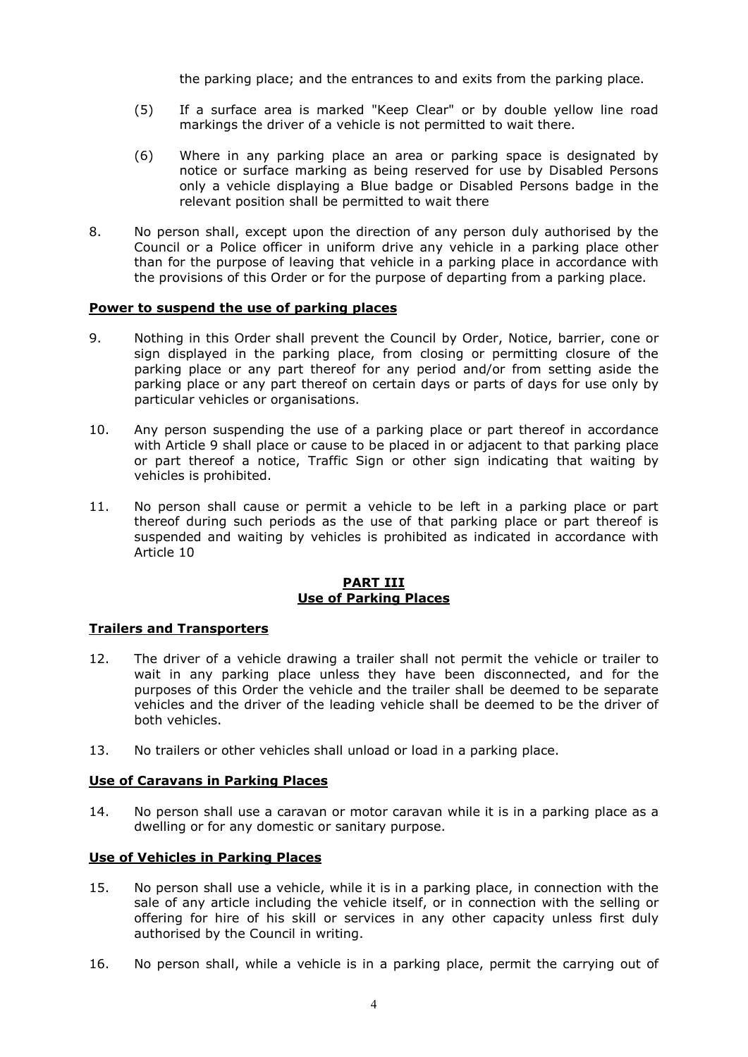the parking place; and the entrances to and exits from the parking place.

(5) If a surface area is marked "Keep Clear" or by double yellow line road markings the driver of a vehicle is not permitted to wait there.

(6) Where in any parking place an area or parking space is designated by notice or surface marking as being reserved for use by Disabled Persons only a vehicle displaying a Blue badge or Disabled Persons badge in the relevant position shall be permitted to wait there

8. No person shall, except upon the direction of any person duly authorised by the Council or a Police officer in uniform drive any vehicle in a parking place other than for the purpose of leaving that vehicle in a parking place in accordance with the provisions of this Order or for the purpose of departing from a parking place.

**Power to suspend the use of parking places**

9. Nothing in this Order shall prevent the Council by Order, Notice, barrier, cone or sign displayed in the parking place, from closing or permitting closure of the parking place or any part thereof for any period and/or from setting aside the parking place or any part thereof on certain days or parts of days for use only by particular vehicles or organisations.

10. Any person suspending the use of a parking place or part thereof in accordance with Article 9 shall place or cause to be placed in or adjacent to that parking place or part thereof a notice, Traffic Sign or other sign indicating that waiting by vehicles is prohibited.

11. No person shall cause or permit a vehicle to be left in a parking place or part thereof during such periods as the use of that parking place or part thereof is suspended and waiting by vehicles is prohibited as indicated in accordance with Article 10

## PART III
## Use of Parking Places

**Trailers and Transporters**

12. The driver of a vehicle drawing a trailer shall not permit the vehicle or trailer to wait in any parking place unless they have been disconnected, and for the purposes of this Order the vehicle and the trailer shall be deemed to be separate vehicles and the driver of the leading vehicle shall be deemed to be the driver of both vehicles.

13. No trailers or other vehicles shall unload or load in a parking place.

**Use of Caravans in Parking Places**

14. No person shall use a caravan or motor caravan while it is in a parking place as a dwelling or for any domestic or sanitary purpose.

**Use of Vehicles in Parking Places**

15. No person shall use a vehicle, while it is in a parking place, in connection with the sale of any article including the vehicle itself, or in connection with the selling or offering for hire of his skill or services in any other capacity unless first duly authorised by the Council in writing.

16. No person shall, while a vehicle is in a parking place, permit the carrying out of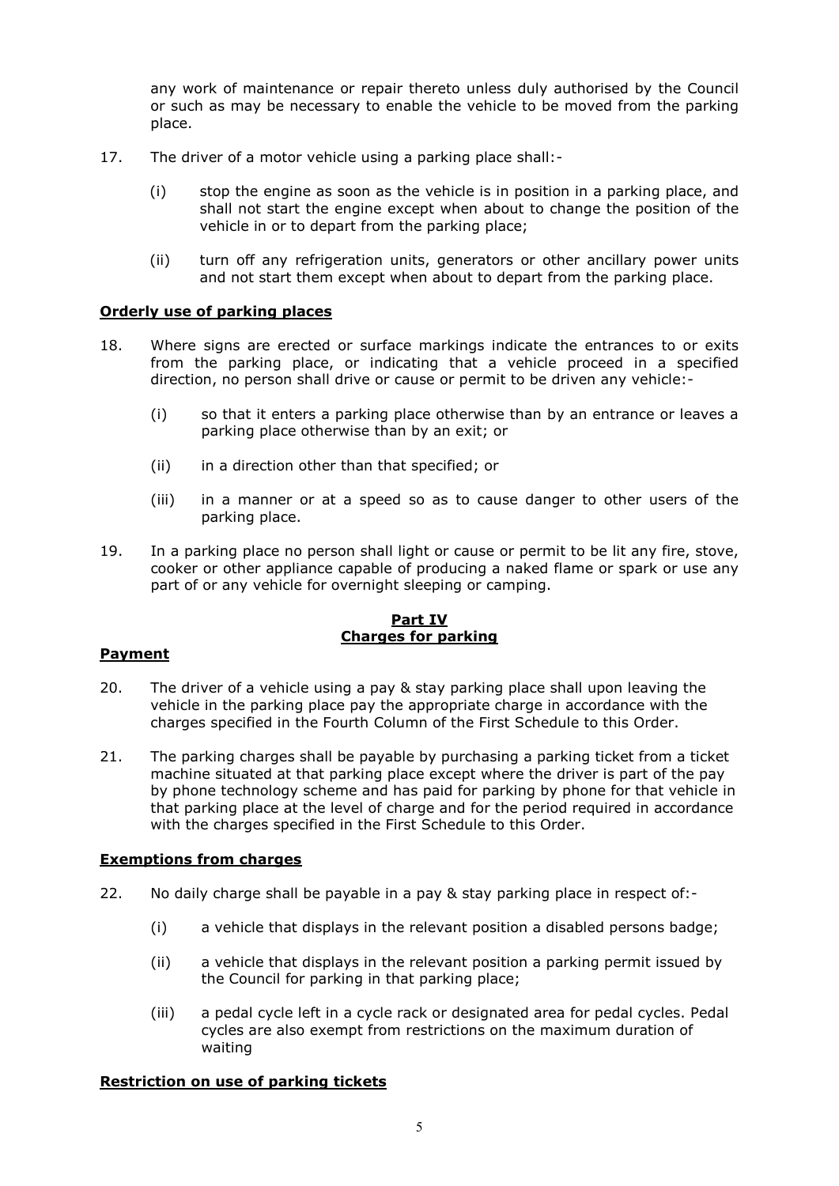any work of maintenance or repair thereto unless duly authorised by the Council or such as may be necessary to enable the vehicle to be moved from the parking place.

17. The driver of a motor vehicle using a parking place shall:-

    (i) stop the engine as soon as the vehicle is in position in a parking place, and shall not start the engine except when about to change the position of the vehicle in or to depart from the parking place;

    (ii) turn off any refrigeration units, generators or other ancillary power units and not start them except when about to depart from the parking place.

**Orderly use of parking places**

18. Where signs are erected or surface markings indicate the entrances to or exits from the parking place, or indicating that a vehicle proceed in a specified direction, no person shall drive or cause or permit to be driven any vehicle:-

    (i) so that it enters a parking place otherwise than by an entrance or leaves a parking place otherwise than by an exit; or

    (ii) in a direction other than that specified; or

    (iii) in a manner or at a speed so as to cause danger to other users of the parking place.

19. In a parking place no person shall light or cause or permit to be lit any fire, stove, cooker or other appliance capable of producing a naked flame or spark or use any part of or any vehicle for overnight sleeping or camping.

## Part IV
## Charges for parking

**Payment**

20. The driver of a vehicle using a pay & stay parking place shall upon leaving the vehicle in the parking place pay the appropriate charge in accordance with the charges specified in the Fourth Column of the First Schedule to this Order.

21. The parking charges shall be payable by purchasing a parking ticket from a ticket machine situated at that parking place except where the driver is part of the pay by phone technology scheme and has paid for parking by phone for that vehicle in that parking place at the level of charge and for the period required in accordance with the charges specified in the First Schedule to this Order.

**Exemptions from charges**

22. No daily charge shall be payable in a pay & stay parking place in respect of:-

    (i) a vehicle that displays in the relevant position a disabled persons badge;

    (ii) a vehicle that displays in the relevant position a parking permit issued by the Council for parking in that parking place;

    (iii) a pedal cycle left in a cycle rack or designated area for pedal cycles. Pedal cycles are also exempt from restrictions on the maximum duration of waiting

**Restriction on use of parking tickets**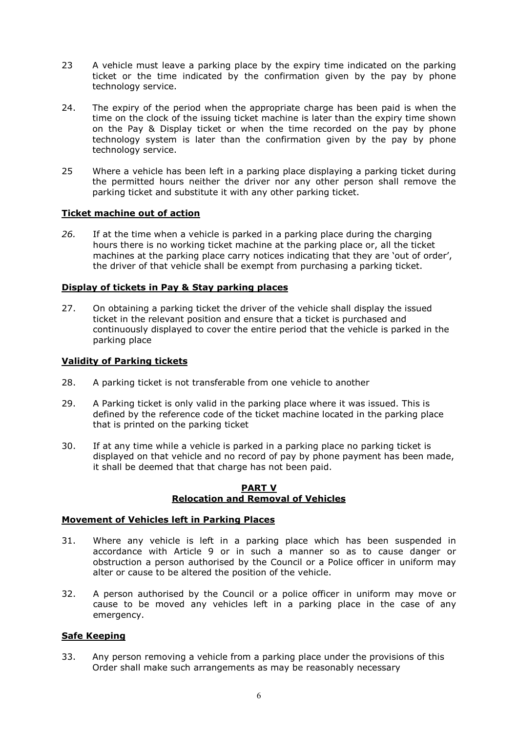23 A vehicle must leave a parking place by the expiry time indicated on the parking ticket or the time indicated by the confirmation given by the pay by phone technology service.

24. The expiry of the period when the appropriate charge has been paid is when the time on the clock of the issuing ticket machine is later than the expiry time shown on the Pay & Display ticket or when the time recorded on the pay by phone technology system is later than the confirmation given by the pay by phone technology service.

25 Where a vehicle has been left in a parking place displaying a parking ticket during the permitted hours neither the driver nor any other person shall remove the parking ticket and substitute it with any other parking ticket.

**Ticket machine out of action**

*26.* If at the time when a vehicle is parked in a parking place during the charging hours there is no working ticket machine at the parking place or, all the ticket machines at the parking place carry notices indicating that they are 'out of order', the driver of that vehicle shall be exempt from purchasing a parking ticket.

**Display of tickets in Pay & Stay parking places**

27. On obtaining a parking ticket the driver of the vehicle shall display the issued ticket in the relevant position and ensure that a ticket is purchased and continuously displayed to cover the entire period that the vehicle is parked in the parking place

**Validity of Parking tickets**

28. A parking ticket is not transferable from one vehicle to another

29. A Parking ticket is only valid in the parking place where it was issued. This is defined by the reference code of the ticket machine located in the parking place that is printed on the parking ticket

30. If at any time while a vehicle is parked in a parking place no parking ticket is displayed on that vehicle and no record of pay by phone payment has been made, it shall be deemed that that charge has not been paid.

## PART V
## Relocation and Removal of Vehicles

**Movement of Vehicles left in Parking Places**

31. Where any vehicle is left in a parking place which has been suspended in accordance with Article 9 or in such a manner so as to cause danger or obstruction a person authorised by the Council or a Police officer in uniform may alter or cause to be altered the position of the vehicle.

32. A person authorised by the Council or a police officer in uniform may move or cause to be moved any vehicles left in a parking place in the case of any emergency.

**Safe Keeping**

33. Any person removing a vehicle from a parking place under the provisions of this Order shall make such arrangements as may be reasonably necessary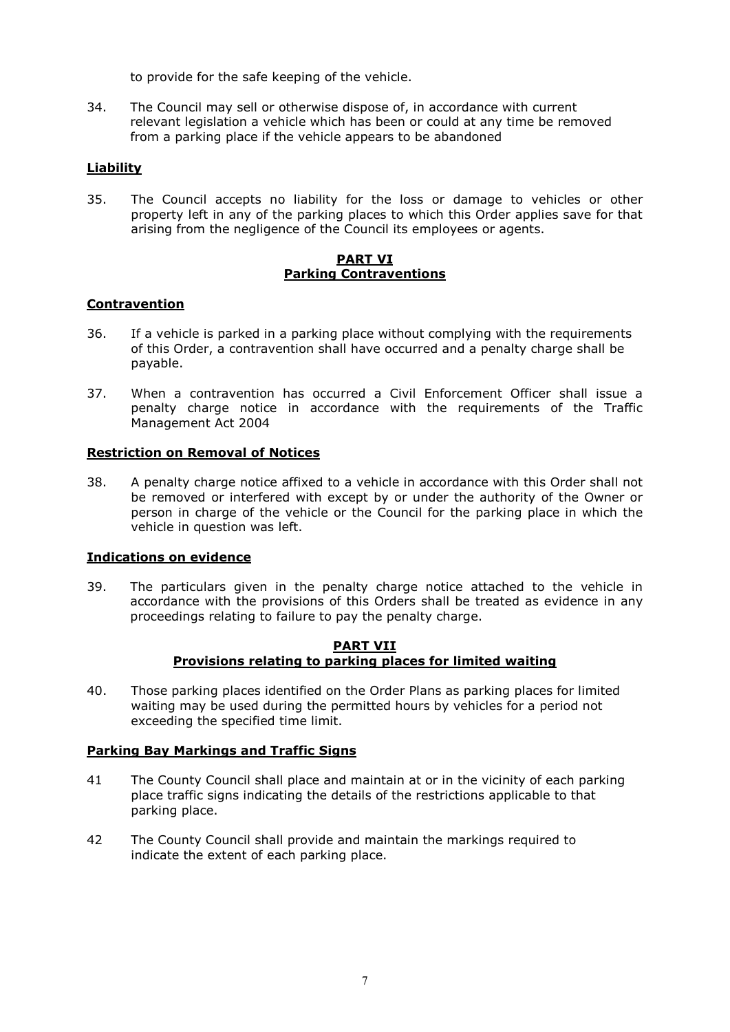to provide for the safe keeping of the vehicle.

34. The Council may sell or otherwise dispose of, in accordance with current relevant legislation a vehicle which has been or could at any time be removed from a parking place if the vehicle appears to be abandoned

**Liability**

35. The Council accepts no liability for the loss or damage to vehicles or other property left in any of the parking places to which this Order applies save for that arising from the negligence of the Council its employees or agents.

## PART VI
## Parking Contraventions

**Contravention**

36. If a vehicle is parked in a parking place without complying with the requirements of this Order, a contravention shall have occurred and a penalty charge shall be payable.

37. When a contravention has occurred a Civil Enforcement Officer shall issue a penalty charge notice in accordance with the requirements of the Traffic Management Act 2004

**Restriction on Removal of Notices**

38. A penalty charge notice affixed to a vehicle in accordance with this Order shall not be removed or interfered with except by or under the authority of the Owner or person in charge of the vehicle or the Council for the parking place in which the vehicle in question was left.

**Indications on evidence**

39. The particulars given in the penalty charge notice attached to the vehicle in accordance with the provisions of this Orders shall be treated as evidence in any proceedings relating to failure to pay the penalty charge.

## PART VII
## Provisions relating to parking places for limited waiting

40. Those parking places identified on the Order Plans as parking places for limited waiting may be used during the permitted hours by vehicles for a period not exceeding the specified time limit.

**Parking Bay Markings and Traffic Signs**

41 The County Council shall place and maintain at or in the vicinity of each parking place traffic signs indicating the details of the restrictions applicable to that parking place.

42 The County Council shall provide and maintain the markings required to indicate the extent of each parking place.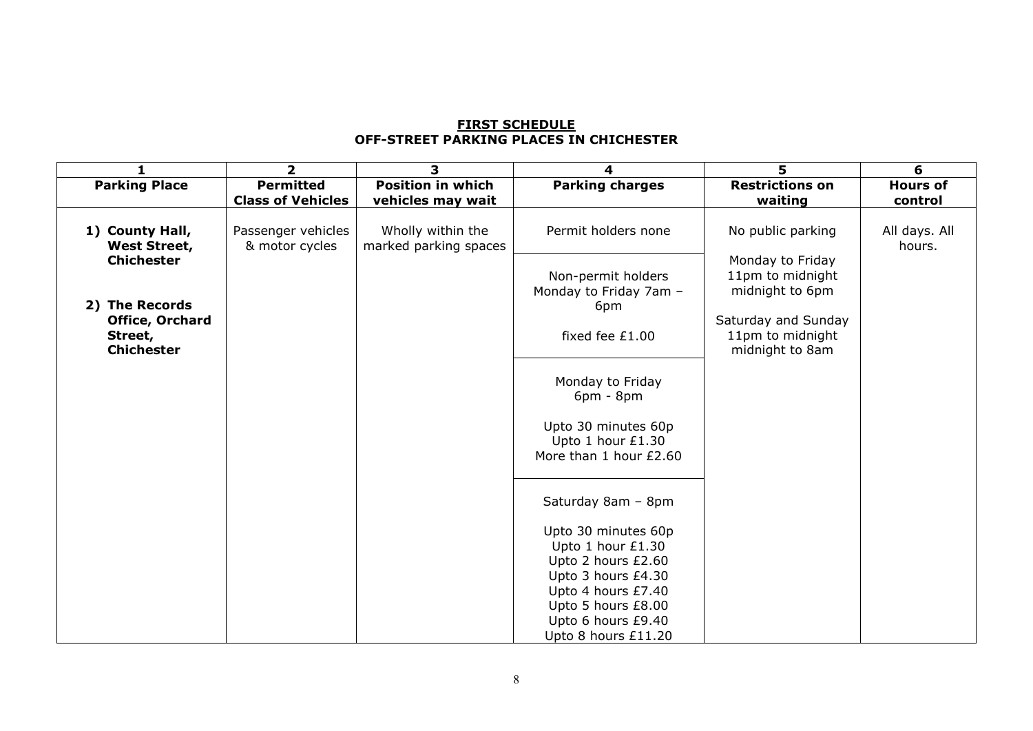## FIRST SCHEDULE
## OFF-STREET PARKING PLACES IN CHICHESTER

| 1 | 2 | 3 | 4 | 5 | 6 |
|---|---|---|---|---|---|
| **Parking Place** | **Permitted Class of Vehicles** | **Position in which vehicles may wait** | **Parking charges** | **Restrictions on waiting** | **Hours of control** |
| **1) County Hall, West Street, Chichester**<br><br>**2) The Records Office, Orchard Street, Chichester** | Passenger vehicles & motor cycles | Wholly within the marked parking spaces | Permit holders none | No public parking<br><br>Monday to Friday<br>11pm to midnight<br>midnight to 6pm<br><br>Saturday and Sunday<br>11pm to midnight<br>midnight to 8am | All days. All hours. |
| | | | Non-permit holders<br>Monday to Friday 7am – 6pm<br><br>fixed fee £1.00 | | |
| | | | Monday to Friday<br>6pm - 8pm<br><br>Upto 30 minutes 60p<br>Upto 1 hour £1.30<br>More than 1 hour £2.60 | | |
| | | | Saturday 8am – 8pm<br><br>Upto 30 minutes 60p<br>Upto 1 hour £1.30<br>Upto 2 hours £2.60<br>Upto 3 hours £4.30<br>Upto 4 hours £7.40<br>Upto 5 hours £8.00<br>Upto 6 hours £9.40<br>Upto 8 hours £11.20 | | |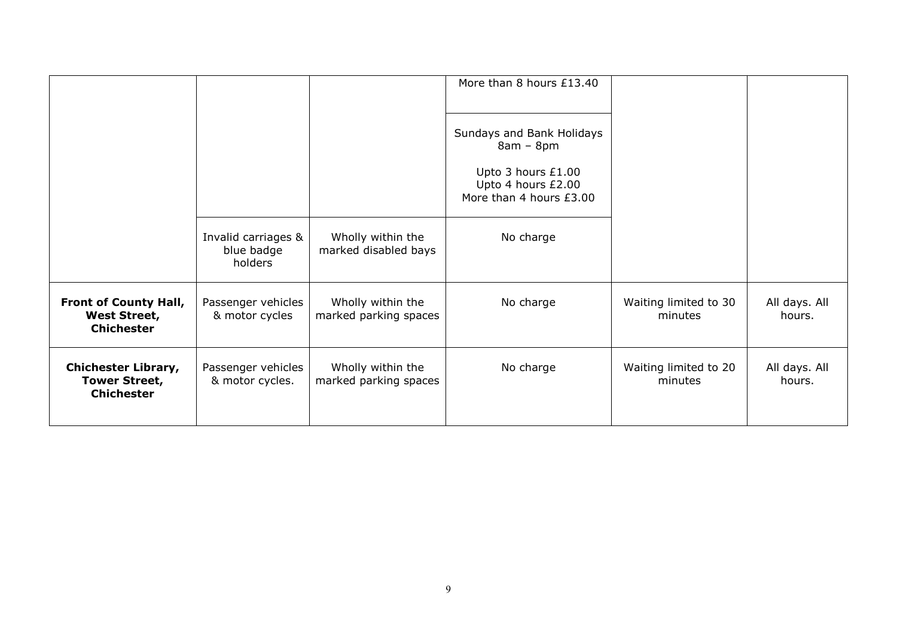| | | | | | |
|---|---|---|---|---|---|
| | | | More than 8 hours £13.40 | | |
| | | | Sundays and Bank Holidays 8am – 8pm<br><br>Upto 3 hours £1.00<br>Upto 4 hours £2.00<br>More than 4 hours £3.00 | | |
| | Invalid carriages & blue badge holders | Wholly within the marked disabled bays | No charge | | |
| **Front of County Hall, West Street, Chichester** | Passenger vehicles & motor cycles | Wholly within the marked parking spaces | No charge | Waiting limited to 30 minutes | All days. All hours. |
| **Chichester Library, Tower Street, Chichester** | Passenger vehicles & motor cycles. | Wholly within the marked parking spaces | No charge | Waiting limited to 20 minutes | All days. All hours. |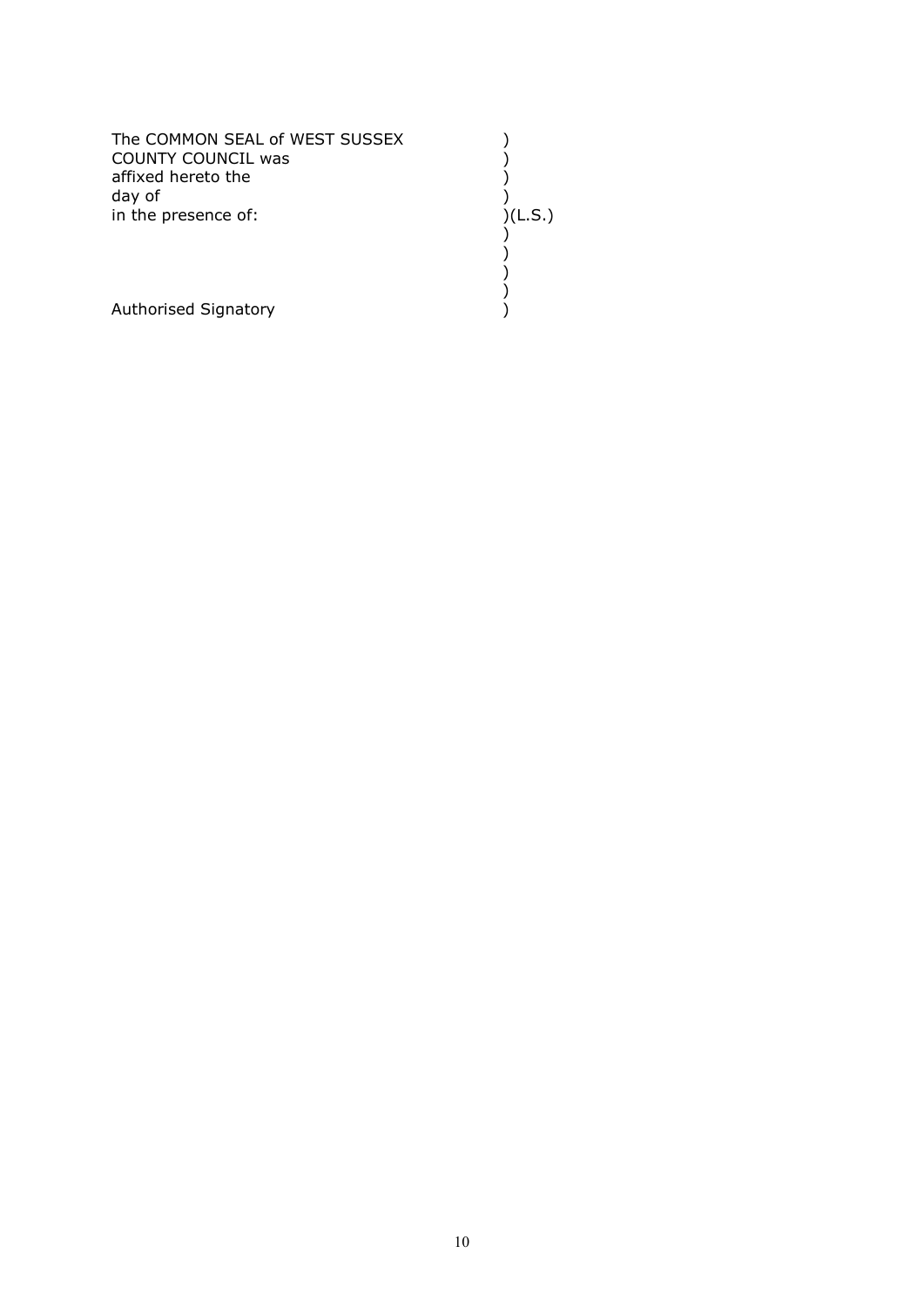| | |
|---|---|
| The COMMON SEAL of WEST SUSSEX | ) |
| COUNTY COUNCIL was | ) |
| affixed hereto the | ) |
| day of | ) |
| in the presence of: | )(L.S.) |
| | ) |
| | ) |
| | ) |
| | ) |
| Authorised Signatory | ) |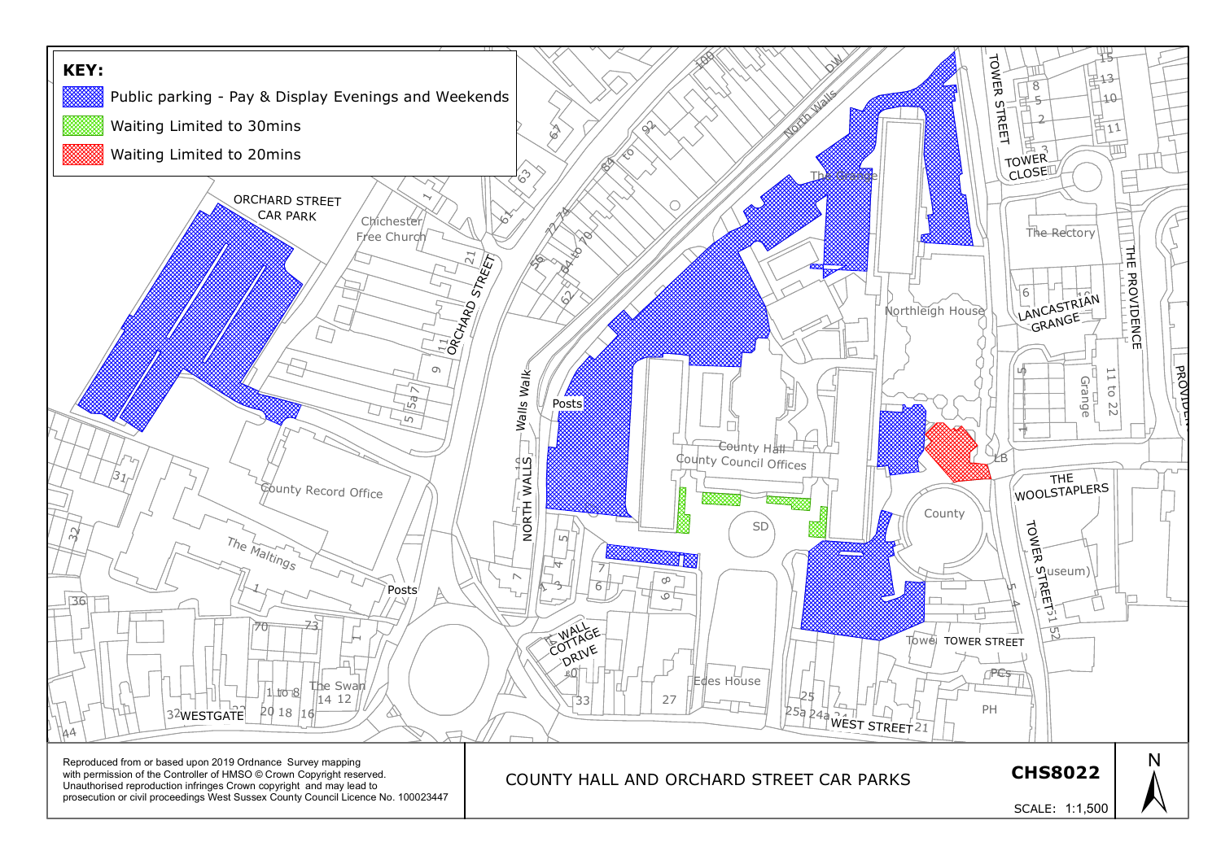**KEY:**

- Public parking - Pay & Display Evenings and Weekends
- Waiting Limited to 30mins
- Waiting Limited to 20mins

ORCHARD STREET CAR PARK

Chichester Free Church

ORCHARD STREET

NORTH WALLS

Walls Walk

North Walls

Posts

County Hall

County Council Offices

SD

Northleigh House

The Rectory

TOWER STREET

TOWER CLOSE

LANCASTRIAN GRANGE

THE PROVIDENCE

Grange

11 to 22

THE WOOLSTAPLERS

County

(Museum)

LB

TOWER STREET

PCs

PH

County Record Office

The Maltings

Posts

WALL COTTAGE DRIVE

Edes House

WESTGATE

The Swan

WEST STREET

Reproduced from or based upon 2019 Ordnance Survey mapping with permission of the Controller of HMSO © Crown Copyright reserved. Unauthorised reproduction infringes Crown copyright and may lead to prosecution or civil proceedings West Sussex County Council Licence No. 100023447

COUNTY HALL AND ORCHARD STREET CAR PARKS

**CHS8022**

SCALE: 1:1,500

N